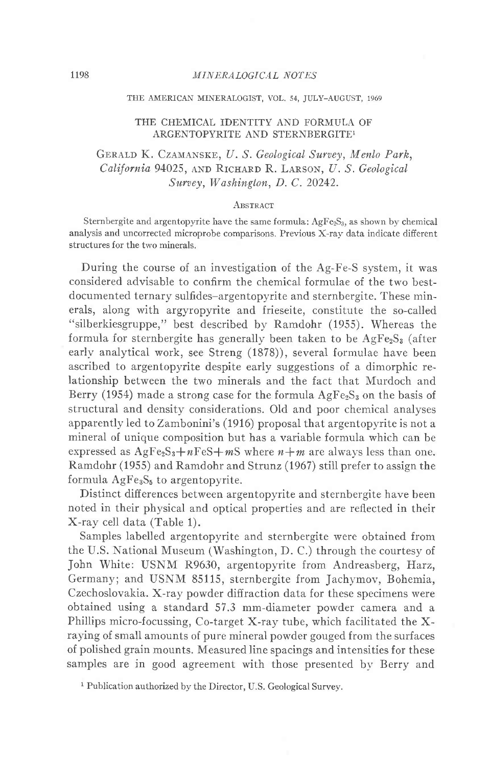# THE CHEMICAL IDENTITY AND FORMULA OF ARGENTOPYRITE AND STERNBERGITE[1]

Gerald K. Czamanske, *U. S. Geological Survey, Menlo Park, California* 94025, and Richard R. Larson, *U. S. Geological Survey, Washington, D. C.* 20242.

## Abstract

Sternbergite and argentopyrite have the same formula: $AgFe_2S_3$, as shown by chemical analysis and uncorrected microprobe comparisons. Previous X-ray data indicate different structures for the two minerals.

During the course of an investigation of the Ag-Fe-S system, it was considered advisable to confirm the chemical formulae of the two best-documented ternary sulfides–argentopyrite and sternbergite. These minerals, along with argyropyrite and frieseite, constitute the so-called "silberkiesgruppe," best described by Ramdohr (1955). Whereas the formula for sternbergite has generally been taken to be $AgFe_2S_3$ (after early analytical work, see Streng (1878)), several formulae have been ascribed to argentopyrite despite early suggestions of a dimorphic relationship between the two minerals and the fact that Murdoch and Berry (1954) made a strong case for the formula $AgFe_2S_3$ on the basis of structural and density considerations. Old and poor chemical analyses apparently led to Zambonini's (1916) proposal that argentopyrite is not a mineral of unique composition but has a variable formula which can be expressed as $AgFe_2S_3+nFeS+mS$ where $n+m$ are always less than one. Ramdohr (1955) and Ramdohr and Strunz (1967) still prefer to assign the formula $AgFe_3S_5$ to argentopyrite.

Distinct differences between argentopyrite and sternbergite have been noted in their physical and optical properties and are reflected in their X-ray cell data (Table 1).

Samples labelled argentopyrite and sternbergite were obtained from the U.S. National Museum (Washington, D. C.) through the courtesy of John White: USNM R9630, argentopyrite from Andreasberg, Harz, Germany; and USNM 85115, sternbergite from Jachymov, Bohemia, Czechoslovakia. X-ray powder diffraction data for these specimens were obtained using a standard 57.3 mm-diameter powder camera and a Phillips micro-focussing, Co-target X-ray tube, which facilitated the X-raying of small amounts of pure mineral powder gouged from the surfaces of polished grain mounts. Measured line spacings and intensities for these samples are in good agreement with those presented by Berry and

[1] Publication authorized by the Director, U.S. Geological Survey.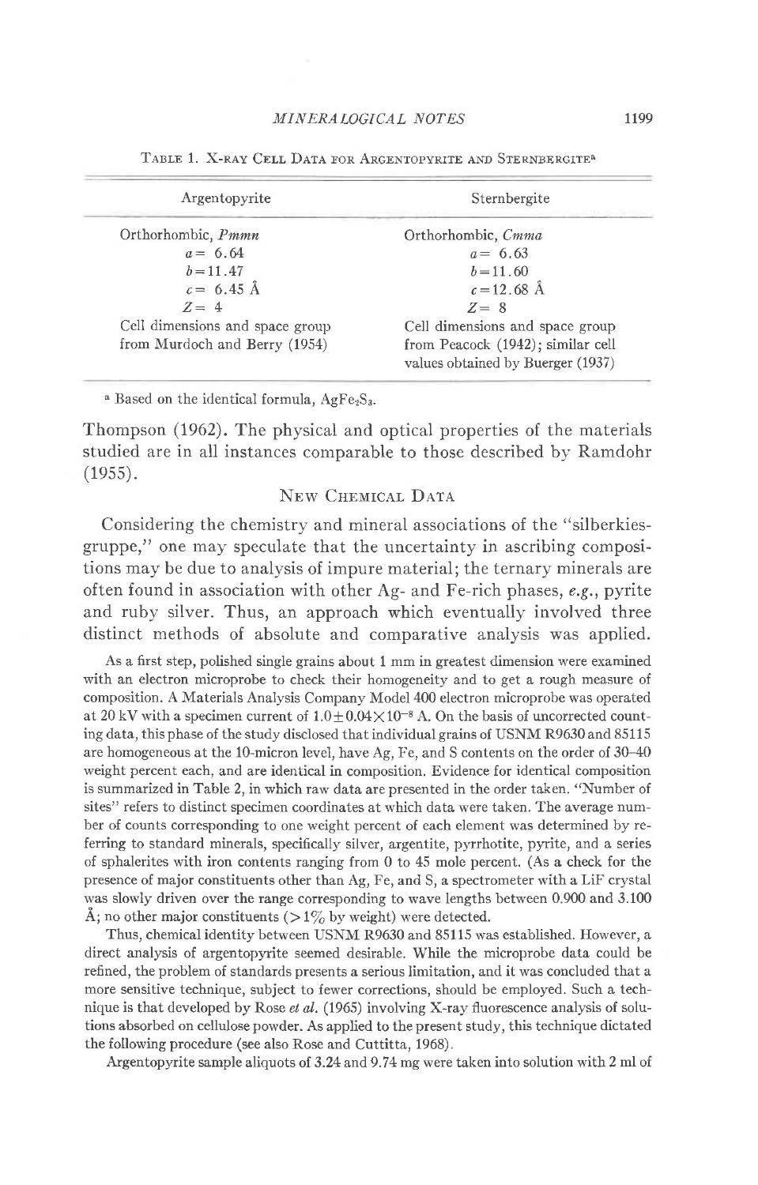Table 1. X-ray Cell Data for Argentopyrite and Sternbergite[a]

| Argentopyrite | Sternbergite |
|---|---|
| Orthorhombic, *Pmmn* | Orthorhombic, *Cmma* |
| $a = 6.64$ | $a = 6.63$ |
| $b = 11.47$ | $b = 11.60$ |
| $c = 6.45$ Å | $c = 12.68$ Å |
| $Z = 4$ | $Z = 8$ |
| Cell dimensions and space group from Murdoch and Berry (1954) | Cell dimensions and space group from Peacock (1942); similar cell values obtained by Buerger (1937) |

[a] Based on the identical formula, $AgFe_2S_3$.

Thompson (1962). The physical and optical properties of the materials studied are in all instances comparable to those described by Ramdohr (1955).

## New Chemical Data

Considering the chemistry and mineral associations of the "silberkies-gruppe," one may speculate that the uncertainty in ascribing compositions may be due to analysis of impure material; the ternary minerals are often found in association with other Ag- and Fe-rich phases, *e.g.*, pyrite and ruby silver. Thus, an approach which eventually involved three distinct methods of absolute and comparative analysis was applied.

As a first step, polished single grains about 1 mm in greatest dimension were examined with an electron microprobe to check their homogeneity and to get a rough measure of composition. A Materials Analysis Company Model 400 electron microprobe was operated at 20 kV with a specimen current of $1.0 \pm 0.04 \times 10^{-8}$ A. On the basis of uncorrected counting data, this phase of the study disclosed that individual grains of USNM R9630 and 85115 are homogeneous at the 10-micron level, have Ag, Fe, and S contents on the order of 30–40 weight percent each, and are identical in composition. Evidence for identical composition is summarized in Table 2, in which raw data are presented in the order taken. "Number of sites" refers to distinct specimen coordinates at which data were taken. The average number of counts corresponding to one weight percent of each element was determined by referring to standard minerals, specifically silver, argentite, pyrrhotite, pyrite, and a series of sphalerites with iron contents ranging from 0 to 45 mole percent. (As a check for the presence of major constituents other than Ag, Fe, and S, a spectrometer with a LiF crystal was slowly driven over the range corresponding to wave lengths between 0.900 and 3.100 Å; no other major constituents (>1% by weight) were detected.

Thus, chemical identity between USNM R9630 and 85115 was established. However, a direct analysis of argentopyrite seemed desirable. While the microprobe data could be refined, the problem of standards presents a serious limitation, and it was concluded that a more sensitive technique, subject to fewer corrections, should be employed. Such a technique is that developed by Rose *et al.* (1965) involving X-ray fluorescence analysis of solutions absorbed on cellulose powder. As applied to the present study, this technique dictated the following procedure (see also Rose and Cuttitta, 1968).

Argentopyrite sample aliquots of 3.24 and 9.74 mg were taken into solution with 2 ml of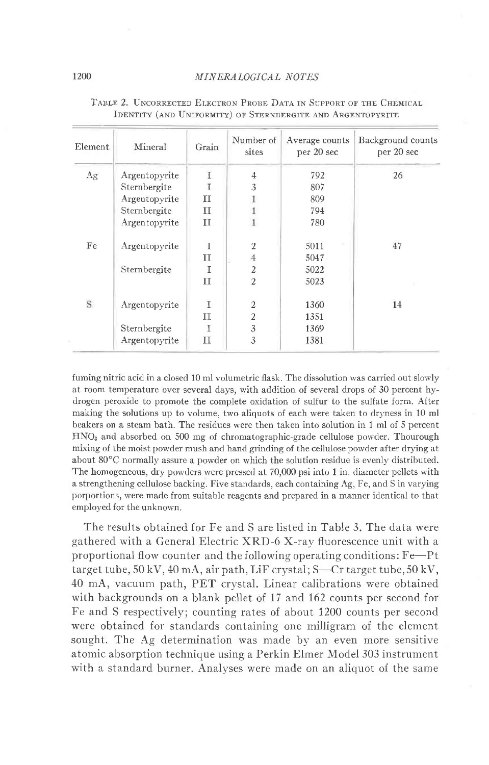Table 2. Uncorrected Electron Probe Data in Support of the Chemical Identity (and Uniformity) of Sternbergite and Argentopyrite

| Element | Mineral | Grain | Number of sites | Average counts per 20 sec | Background counts per 20 sec |
|---|---|---|---|---|---|
| Ag | Argentopyrite | I | 4 | 792 | 26 |
| | Sternbergite | I | 3 | 807 | |
| | Argentopyrite | II | 1 | 809 | |
| | Sternbergite | II | 1 | 794 | |
| | Argentopyrite | II | 1 | 780 | |
| Fe | Argentopyrite | I | 2 | 5011 | 47 |
| | | II | 4 | 5047 | |
| | Sternbergite | I | 2 | 5022 | |
| | | II | 2 | 5023 | |
| S | Argentopyrite | I | 2 | 1360 | 14 |
| | | II | 2 | 1351 | |
| | Sternbergite | I | 3 | 1369 | |
| | Argentopyrite | II | 3 | 1381 | |

fuming nitric acid in a closed 10 ml volumetric flask. The dissolution was carried out slowly at room temperature over several days, with addition of several drops of 30 percent hydrogen peroxide to promote the complete oxidation of sulfur to the sulfate form. After making the solutions up to volume, two aliquots of each were taken to dryness in 10 ml beakers on a steam bath. The residues were then taken into solution in 1 ml of 5 percent $HNO_3$ and absorbed on 500 mg of chromatographic-grade cellulose powder. Thourough mixing of the moist powder mush and hand grinding of the cellulose powder after drying at about 80°C normally assure a powder on which the solution residue is evenly distributed. The homogeneous, dry powders were pressed at 70,000 psi into 1 in. diameter pellets with a strengthening cellulose backing. Five standards, each containing Ag, Fe, and S in varying porportions, were made from suitable reagents and prepared in a manner identical to that employed for the unknown.

The results obtained for Fe and S are listed in Table 3. The data were gathered with a General Electric XRD-6 X-ray fluorescence unit with a proportional flow counter and the following operating conditions: Fe—Pt target tube, 50 kV, 40 mA, air path, LiF crystal; S—Cr target tube, 50 kV, 40 mA, vacuum path, PET crystal. Linear calibrations were obtained with backgrounds on a blank pellet of 17 and 162 counts per second for Fe and S respectively; counting rates of about 1200 counts per second were obtained for standards containing one milligram of the element sought. The Ag determination was made by an even more sensitive atomic absorption technique using a Perkin Elmer Model 303 instrument with a standard burner. Analyses were made on an aliquot of the same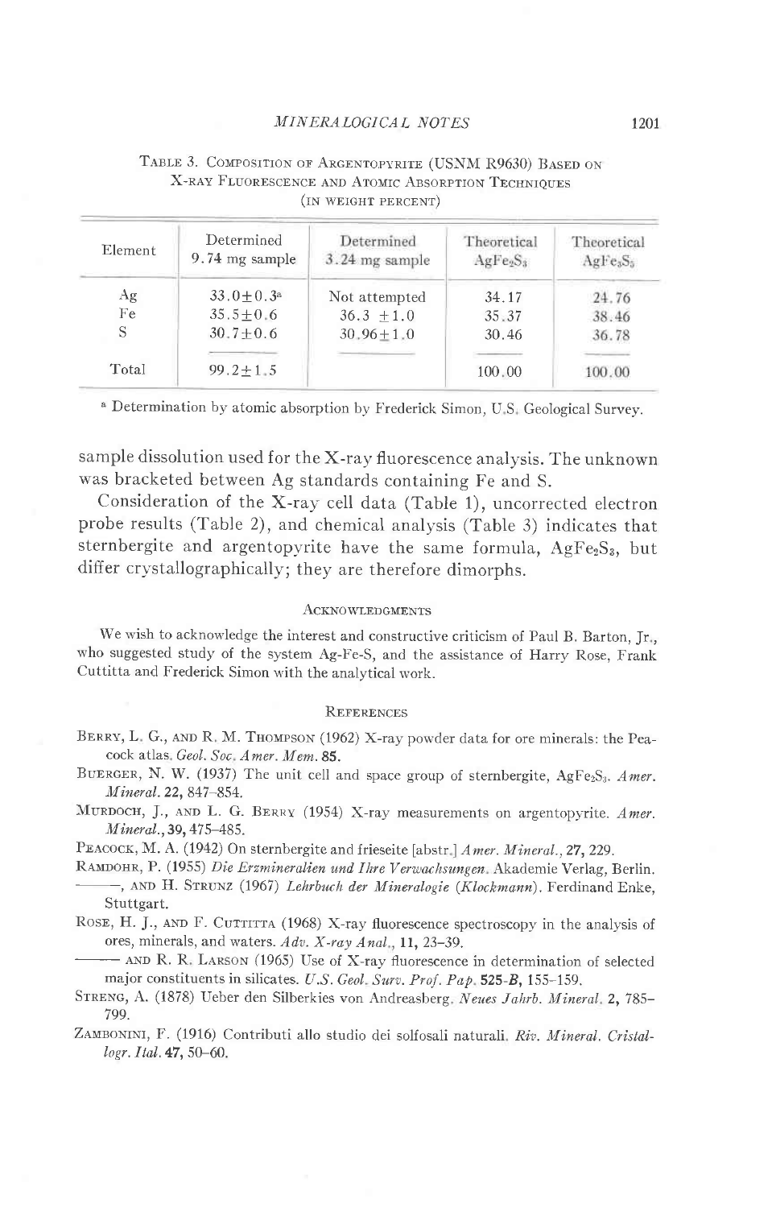Table 3. Composition of Argentopyrite (USNM R9630) Based on X-ray Fluorescence and Atomic Absorption Techniques (in weight percent)

| Element | Determined 9.74 mg sample | Determined 3.24 mg sample | Theoretical $AgFe_2S_3$ | Theoretical $AgFe_3S_5$ |
|---|---|---|---|---|
| Ag | $33.0 \pm 0.3$[a] | Not attempted | 34.17 | 24.76 |
| Fe | $35.5 \pm 0.6$ | $36.3 \pm 1.0$ | 35.37 | 38.46 |
| S | $30.7 \pm 0.6$ | $30.96 \pm 1.0$ | 30.46 | 36.78 |
| Total | $99.2 \pm 1.5$ | | 100.00 | 100.00 |

[a] Determination by atomic absorption by Frederick Simon, U.S. Geological Survey.

sample dissolution used for the X-ray fluorescence analysis. The unknown was bracketed between Ag standards containing Fe and S.

Consideration of the X-ray cell data (Table 1), uncorrected electron probe results (Table 2), and chemical analysis (Table 3) indicates that sternbergite and argentopyrite have the same formula, $AgFe_2S_3$, but differ crystallographically; they are therefore dimorphs.

## Acknowledgments

We wish to acknowledge the interest and constructive criticism of Paul B. Barton, Jr., who suggested study of the system Ag-Fe-S, and the assistance of Harry Rose, Frank Cuttitta and Frederick Simon with the analytical work.

## References

Berry, L. G., and R. M. Thompson (1962) X-ray powder data for ore minerals: the Peacock atlas. *Geol. Soc. Amer. Mem.* **85.**

Buerger, N. W. (1937) The unit cell and space group of sternbergite, $AgFe_2S_3$. *Amer. Mineral.* **22,** 847–854.

Murdoch, J., and L. G. Berry (1954) X-ray measurements on argentopyrite. *Amer. Mineral.*, **39,** 475–485.

Peacock, M. A. (1942) On sternbergite and frieseite [abstr.] *Amer. Mineral.*, **27,** 229.

Ramdohr, P. (1955) *Die Erzmineralien und Ihre Verwachsungen.* Akademie Verlag, Berlin.

———, and H. Strunz (1967) *Lehrbuch der Mineralogie (Klockmann).* Ferdinand Enke, Stuttgart.

Rose, H. J., and F. Cuttitta (1968) X-ray fluorescence spectroscopy in the analysis of ores, minerals, and waters. *Adv. X-ray Anal.*, **11,** 23–39.

——— and R. R. Larson (1965) Use of X-ray fluorescence in determination of selected major constituents in silicates. *U.S. Geol. Surv. Prof. Pap.* **525-B,** 155–159.

Streng, A. (1878) Ueber den Silberkies von Andreasberg. *Neues Jahrb. Mineral.* **2,** 785–799.

Zambonini, F. (1916) Contributi allo studio dei solfosali naturali. *Riv. Mineral. Cristallogr. Ital.* **47,** 50–60.